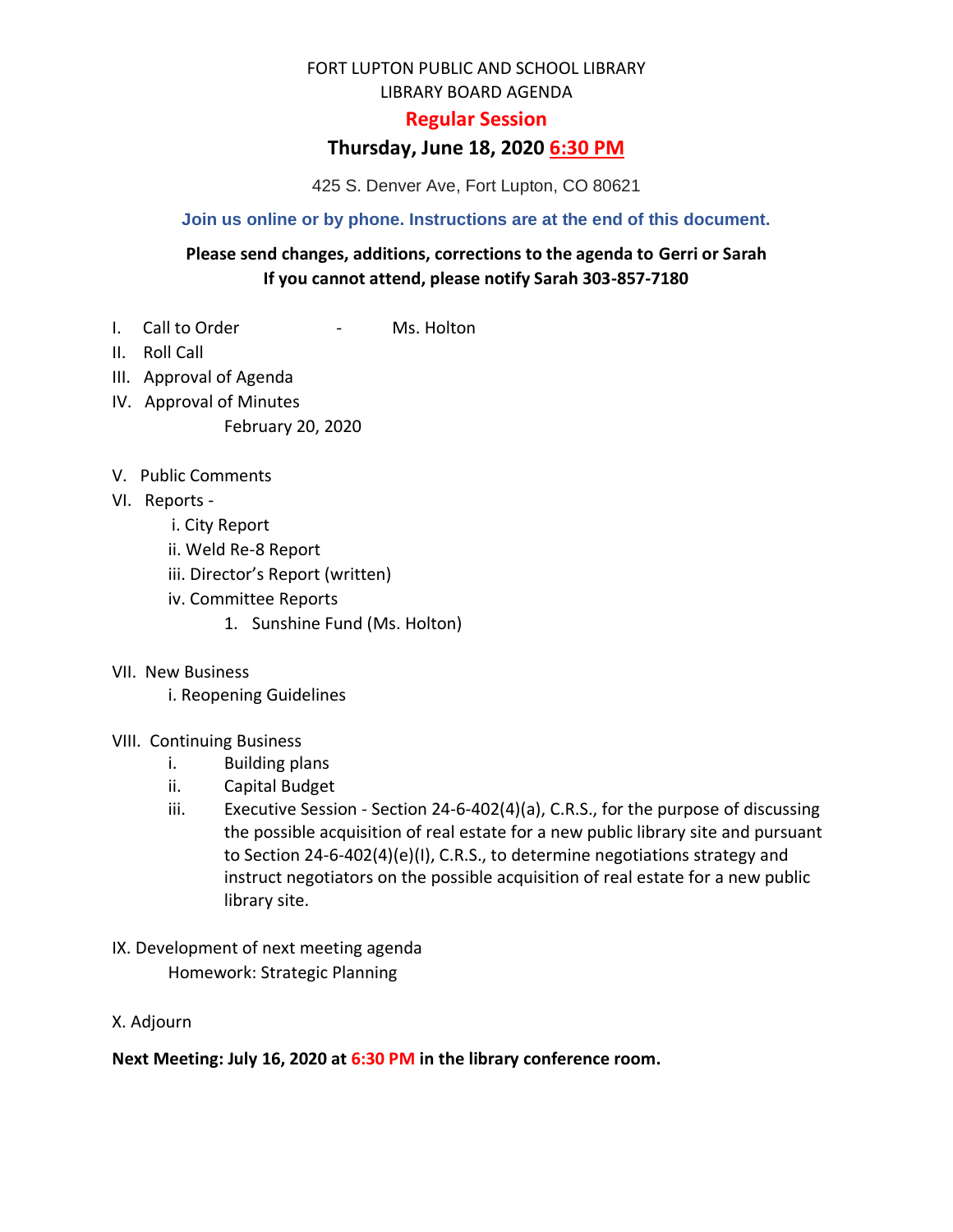FORT LUPTON PUBLIC AND SCHOOL LIBRARY

LIBRARY BOARD AGENDA

## Regular Session

## Thursday, June 18, 2020 6:30 PM

425 S. Denver Ave, Fort Lupton, CO 80621

**Join us online or by phone. Instructions are at the end of this document.**

**Please send changes, additions, corrections to the agenda to Gerri or Sarah**
**If you cannot attend, please notify Sarah 303-857-7180**

I. Call to Order - Ms. Holton

II. Roll Call

III. Approval of Agenda

IV. Approval of Minutes
   - February 20, 2020

V. Public Comments

VI. Reports -
   - i. City Report
   - ii. Weld Re-8 Report
   - iii. Director's Report (written)
   - iv. Committee Reports
     1. Sunshine Fund (Ms. Holton)

VII. New Business
   - i. Reopening Guidelines

VIII. Continuing Business
   - i. Building plans
   - ii. Capital Budget
   - iii. Executive Session - Section 24-6-402(4)(a), C.R.S., for the purpose of discussing the possible acquisition of real estate for a new public library site and pursuant to Section 24-6-402(4)(e)(I), C.R.S., to determine negotiations strategy and instruct negotiators on the possible acquisition of real estate for a new public library site.

IX. Development of next meeting agenda
   - Homework: Strategic Planning

X. Adjourn

**Next Meeting: July 16, 2020 at 6:30 PM in the library conference room.**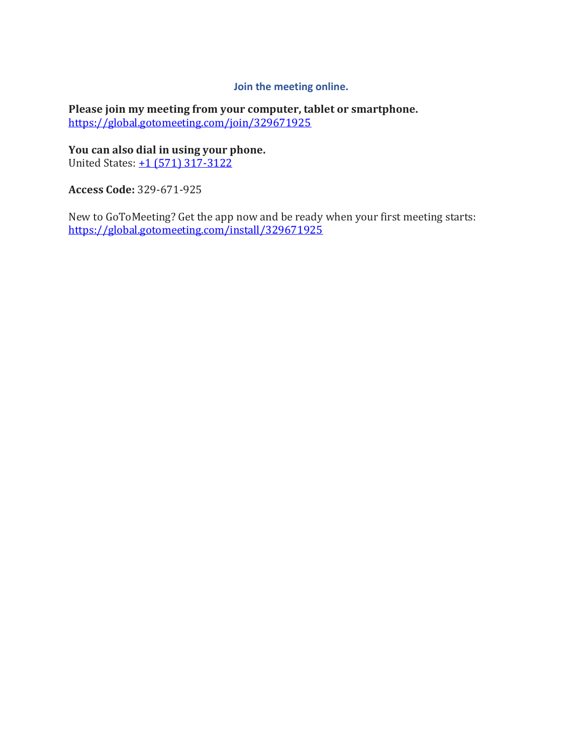**Join the meeting online.**

**Please join my meeting from your computer, tablet or smartphone.**
https://global.gotomeeting.com/join/329671925

**You can also dial in using your phone.**
United States: +1 (571) 317-3122

**Access Code:** 329-671-925

New to GoToMeeting? Get the app now and be ready when your first meeting starts:
https://global.gotomeeting.com/install/329671925